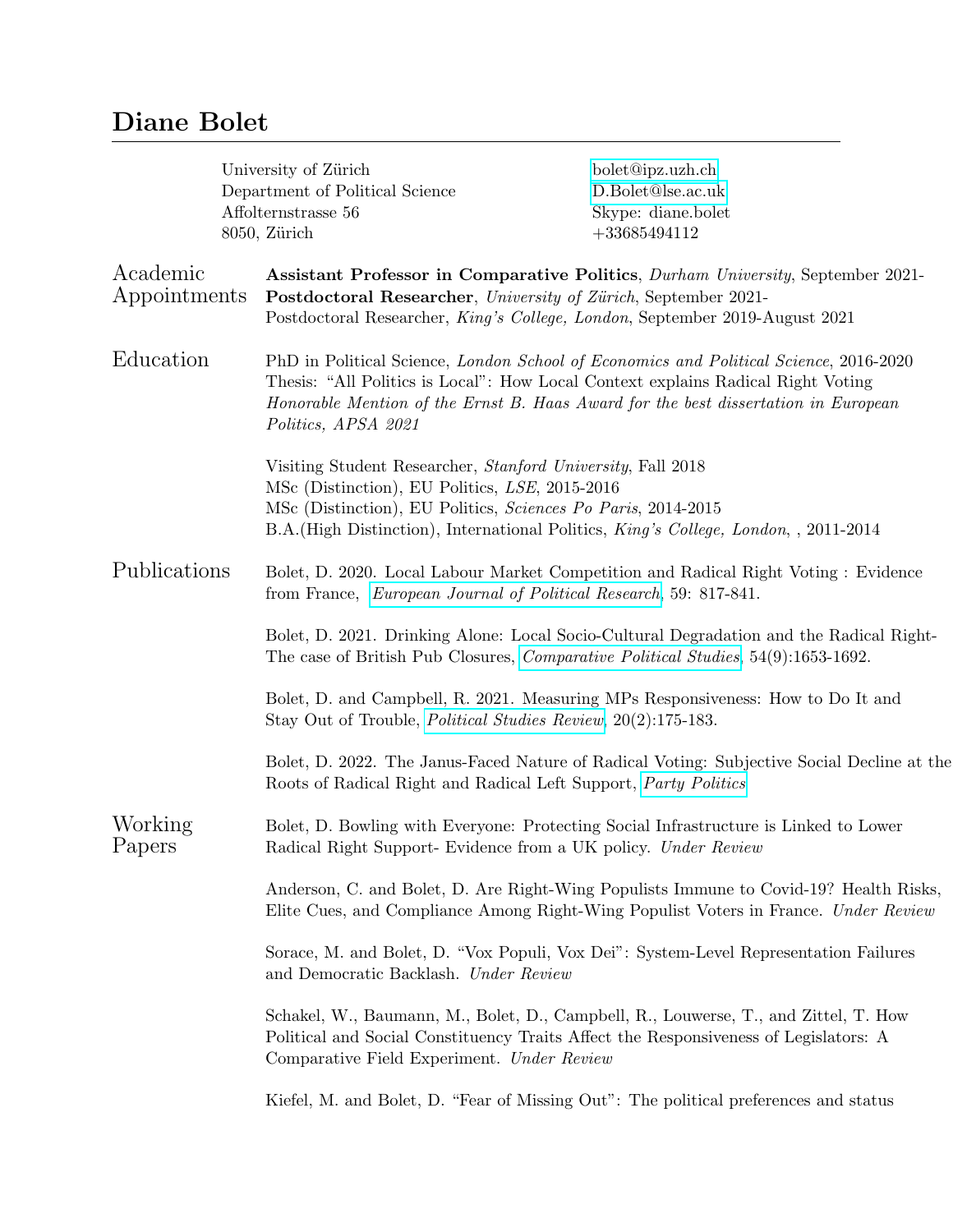# Diane Bolet

University of Zürich
Department of Political Science
Affolternstrasse 56
8050, Zürich

bolet@ipz.uzh.ch
D.Bolet@lse.ac.uk
Skype: diane.bolet
+33685494112

## Academic Appointments

**Assistant Professor in Comparative Politics**, *Durham University*, September 2021-
**Postdoctoral Researcher**, *University of Zürich*, September 2021-
Postdoctoral Researcher, *King's College, London*, September 2019-August 2021

## Education

PhD in Political Science, *London School of Economics and Political Science*, 2016-2020
Thesis: "All Politics is Local": How Local Context explains Radical Right Voting
*Honorable Mention of the Ernst B. Haas Award for the best dissertation in European Politics, APSA 2021*

Visiting Student Researcher, *Stanford University*, Fall 2018
MSc (Distinction), EU Politics, *LSE*, 2015-2016
MSc (Distinction), EU Politics, *Sciences Po Paris*, 2014-2015
B.A.(High Distinction), International Politics, *King's College, London*, , 2011-2014

## Publications

Bolet, D. 2020. Local Labour Market Competition and Radical Right Voting : Evidence from France, *European Journal of Political Research*, 59: 817-841.

Bolet, D. 2021. Drinking Alone: Local Socio-Cultural Degradation and the Radical Right- The case of British Pub Closures, *Comparative Political Studies*, 54(9):1653-1692.

Bolet, D. and Campbell, R. 2021. Measuring MPs Responsiveness: How to Do It and Stay Out of Trouble, *Political Studies Review*, 20(2):175-183.

Bolet, D. 2022. The Janus-Faced Nature of Radical Voting: Subjective Social Decline at the Roots of Radical Right and Radical Left Support, *Party Politics*

## Working Papers

Bolet, D. Bowling with Everyone: Protecting Social Infrastructure is Linked to Lower Radical Right Support- Evidence from a UK policy. *Under Review*

Anderson, C. and Bolet, D. Are Right-Wing Populists Immune to Covid-19? Health Risks, Elite Cues, and Compliance Among Right-Wing Populist Voters in France. *Under Review*

Sorace, M. and Bolet, D. "Vox Populi, Vox Dei": System-Level Representation Failures and Democratic Backlash. *Under Review*

Schakel, W., Baumann, M., Bolet, D., Campbell, R., Louwerse, T., and Zittel, T. How Political and Social Constituency Traits Affect the Responsiveness of Legislators: A Comparative Field Experiment. *Under Review*

Kiefel, M. and Bolet, D. "Fear of Missing Out": The political preferences and status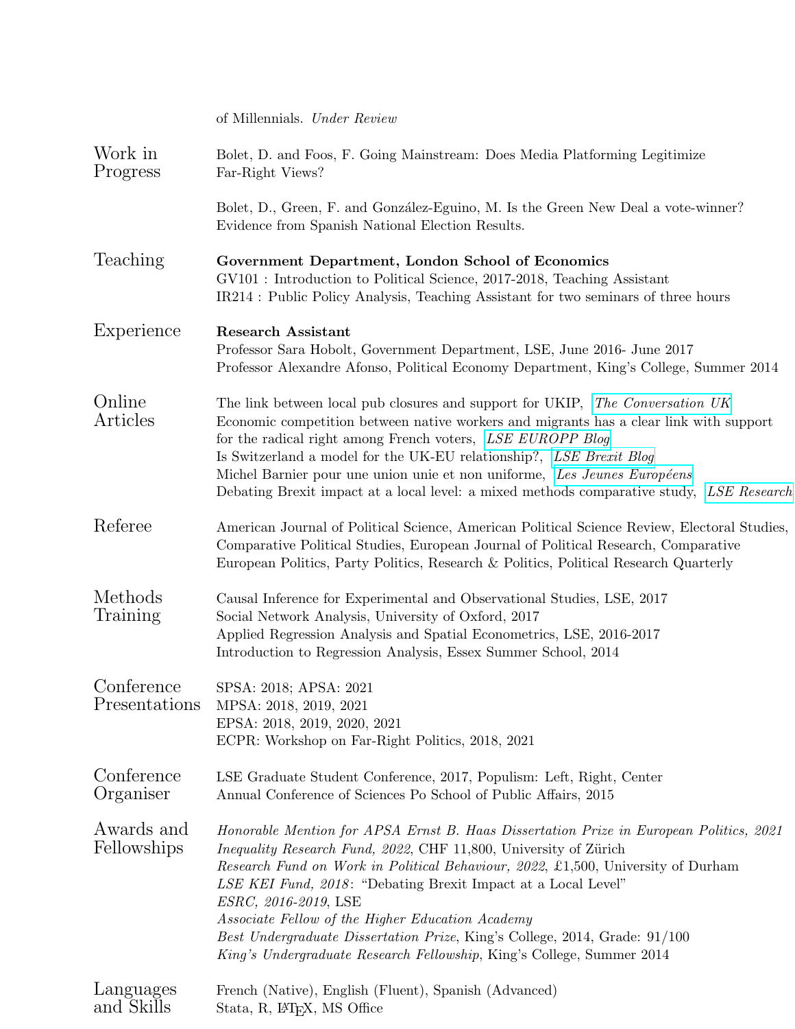of Millennials. *Under Review*

## Work in Progress

Bolet, D. and Foos, F. Going Mainstream: Does Media Platforming Legitimize Far-Right Views?

Bolet, D., Green, F. and González-Eguino, M. Is the Green New Deal a vote-winner? Evidence from Spanish National Election Results.

## Teaching

**Government Department, London School of Economics**
GV101 : Introduction to Political Science, 2017-2018, Teaching Assistant
IR214 : Public Policy Analysis, Teaching Assistant for two seminars of three hours

## Experience

**Research Assistant**
Professor Sara Hobolt, Government Department, LSE, June 2016- June 2017
Professor Alexandre Afonso, Political Economy Department, King's College, Summer 2014

## Online Articles

The link between local pub closures and support for UKIP, *The Conversation UK*
Economic competition between native workers and migrants has a clear link with support for the radical right among French voters, *LSE EUROPP Blog*
Is Switzerland a model for the UK-EU relationship?, *LSE Brexit Blog*
Michel Barnier pour une union unie et non uniforme, *Les Jeunes Européens*
Debating Brexit impact at a local level: a mixed methods comparative study, *LSE Research*

## Referee

American Journal of Political Science, American Political Science Review, Electoral Studies, Comparative Political Studies, European Journal of Political Research, Comparative European Politics, Party Politics, Research & Politics, Political Research Quarterly

## Methods Training

Causal Inference for Experimental and Observational Studies, LSE, 2017
Social Network Analysis, University of Oxford, 2017
Applied Regression Analysis and Spatial Econometrics, LSE, 2016-2017
Introduction to Regression Analysis, Essex Summer School, 2014

## Conference Presentations

SPSA: 2018; APSA: 2021
MPSA: 2018, 2019, 2021
EPSA: 2018, 2019, 2020, 2021
ECPR: Workshop on Far-Right Politics, 2018, 2021

## Conference Organiser

LSE Graduate Student Conference, 2017, Populism: Left, Right, Center
Annual Conference of Sciences Po School of Public Affairs, 2015

## Awards and Fellowships

*Honorable Mention for APSA Ernst B. Haas Dissertation Prize in European Politics, 2021*
*Inequality Research Fund, 2022*, CHF 11,800, University of Zürich
*Research Fund on Work in Political Behaviour, 2022*, £1,500, University of Durham
*LSE KEI Fund, 2018*: "Debating Brexit Impact at a Local Level"
*ESRC, 2016-2019*, LSE
*Associate Fellow of the Higher Education Academy*
*Best Undergraduate Dissertation Prize*, King's College, 2014, Grade: 91/100
*King's Undergraduate Research Fellowship*, King's College, Summer 2014

## Languages and Skills

French (Native), English (Fluent), Spanish (Advanced)
Stata, R, LaTeX, MS Office